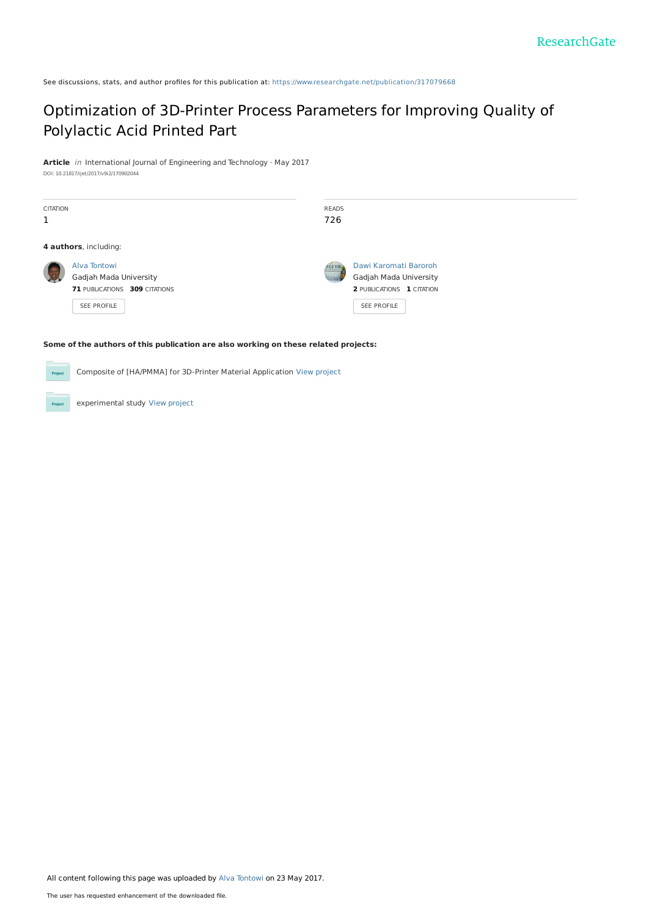See discussions, stats, and author profiles for this publication at: https://www.researchgate.net/publication/317079668

# Optimization of 3D-Printer Process Parameters for Improving Quality of Polylactic Acid Printed Part

**Article** *in* International Journal of Engineering and Technology · May 2017

DOI: 10.21817/ijet/2017/v9i2/170902044

| CITATION | READS |
| --- | --- |
| 1 | 726 |

**4 authors**, including:

Alva Tontowi
Gadjah Mada University
**71** PUBLICATIONS **309** CITATIONS
SEE PROFILE

Dawi Karomati Baroroh
Gadjah Mada University
**2** PUBLICATIONS **1** CITATION
SEE PROFILE

**Some of the authors of this publication are also working on these related projects:**

Composite of [HA/PMMA] for 3D-Printer Material Application View project

experimental study View project

All content following this page was uploaded by Alva Tontowi on 23 May 2017.

The user has requested enhancement of the downloaded file.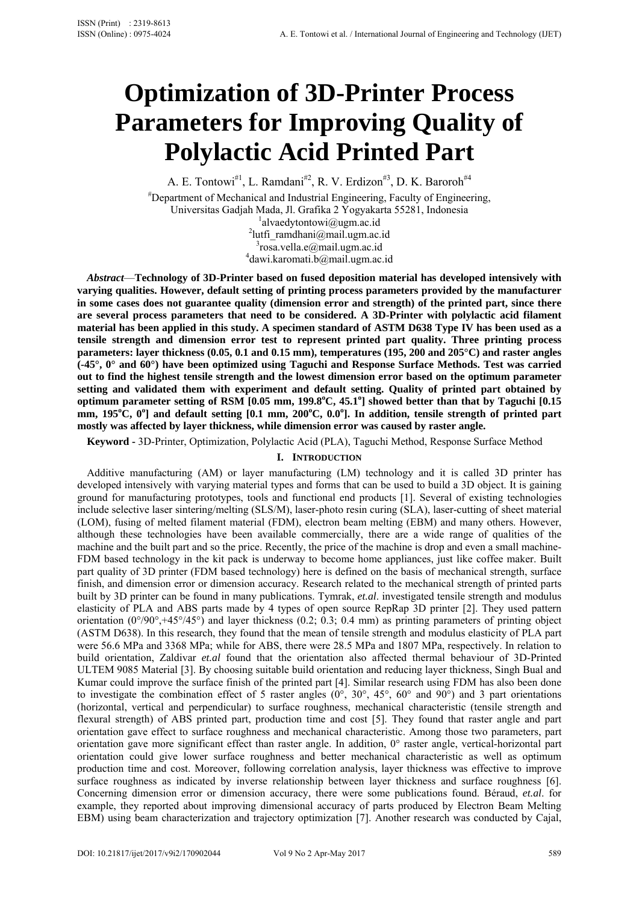# Optimization of 3D-Printer Process Parameters for Improving Quality of Polylactic Acid Printed Part

A. E. Tontowi[#1], L. Ramdani[#2], R. V. Erdizon[#3], D. K. Baroroh[#4]

[#]Department of Mechanical and Industrial Engineering, Faculty of Engineering, Universitas Gadjah Mada, Jl. Grafika 2 Yogyakarta 55281, Indonesia

[1]alvaedytontowi@ugm.ac.id

[2]lutfi_ramdhani@mail.ugm.ac.id

[3]rosa.vella.e@mail.ugm.ac.id

[4]dawi.karomati.b@mail.ugm.ac.id

***Abstract*—Technology of 3D-Printer based on fused deposition material has developed intensively with varying qualities. However, default setting of printing process parameters provided by the manufacturer in some cases does not guarantee quality (dimension error and strength) of the printed part, since there are several process parameters that need to be considered. A 3D-Printer with polylactic acid filament material has been applied in this study. A specimen standard of ASTM D638 Type IV has been used as a tensile strength and dimension error test to represent printed part quality. Three printing process parameters: layer thickness (0.05, 0.1 and 0.15 mm), temperatures (195, 200 and 205°C) and raster angles (-45°, 0° and 60°) have been optimized using Taguchi and Response Surface Methods. Test was carried out to find the highest tensile strength and the lowest dimension error based on the optimum parameter setting and validated them with experiment and default setting. Quality of printed part obtained by optimum parameter setting of RSM [0.05 mm, 199.8°C, 45.1°] showed better than that by Taguchi [0.15 mm, 195°C, 0°] and default setting [0.1 mm, 200°C, 0.0°]. In addition, tensile strength of printed part mostly was affected by layer thickness, while dimension error was caused by raster angle.**

**Keyword** - 3D-Printer, Optimization, Polylactic Acid (PLA), Taguchi Method, Response Surface Method

## I. Introduction

Additive manufacturing (AM) or layer manufacturing (LM) technology and it is called 3D printer has developed intensively with varying material types and forms that can be used to build a 3D object. It is gaining ground for manufacturing prototypes, tools and functional end products [1]. Several of existing technologies include selective laser sintering/melting (SLS/M), laser-photo resin curing (SLA), laser-cutting of sheet material (LOM), fusing of melted filament material (FDM), electron beam melting (EBM) and many others. However, although these technologies have been available commercially, there are a wide range of qualities of the machine and the built part and so the price. Recently, the price of the machine is drop and even a small machine-FDM based technology in the kit pack is underway to become home appliances, just like coffee maker. Built part quality of 3D printer (FDM based technology) here is defined on the basis of mechanical strength, surface finish, and dimension error or dimension accuracy. Research related to the mechanical strength of printed parts built by 3D printer can be found in many publications. Tymrak, *et.al*. investigated tensile strength and modulus elasticity of PLA and ABS parts made by 4 types of open source RepRap 3D printer [2]. They used pattern orientation (0°/90°,+45°/45°) and layer thickness (0.2; 0.3; 0.4 mm) as printing parameters of printing object (ASTM D638). In this research, they found that the mean of tensile strength and modulus elasticity of PLA part were 56.6 MPa and 3368 MPa; while for ABS, there were 28.5 MPa and 1807 MPa, respectively. In relation to build orientation, Zaldivar *et.al* found that the orientation also affected thermal behaviour of 3D-Printed ULTEM 9085 Material [3]. By choosing suitable build orientation and reducing layer thickness, Singh Bual and Kumar could improve the surface finish of the printed part [4]. Similar research using FDM has also been done to investigate the combination effect of 5 raster angles (0°, 30°, 45°, 60° and 90°) and 3 part orientations (horizontal, vertical and perpendicular) to surface roughness, mechanical characteristic (tensile strength and flexural strength) of ABS printed part, production time and cost [5]. They found that raster angle and part orientation gave effect to surface roughness and mechanical characteristic. Among those two parameters, part orientation gave more significant effect than raster angle. In addition, 0° raster angle, vertical-horizontal part orientation could give lower surface roughness and better mechanical characteristic as well as optimum production time and cost. Moreover, following correlation analysis, layer thickness was effective to improve surface roughness as indicated by inverse relationship between layer thickness and surface roughness [6]. Concerning dimension error or dimension accuracy, there were some publications found. Béraud, *et.al*. for example, they reported about improving dimensional accuracy of parts produced by Electron Beam Melting EBM) using beam characterization and trajectory optimization [7]. Another research was conducted by Cajal,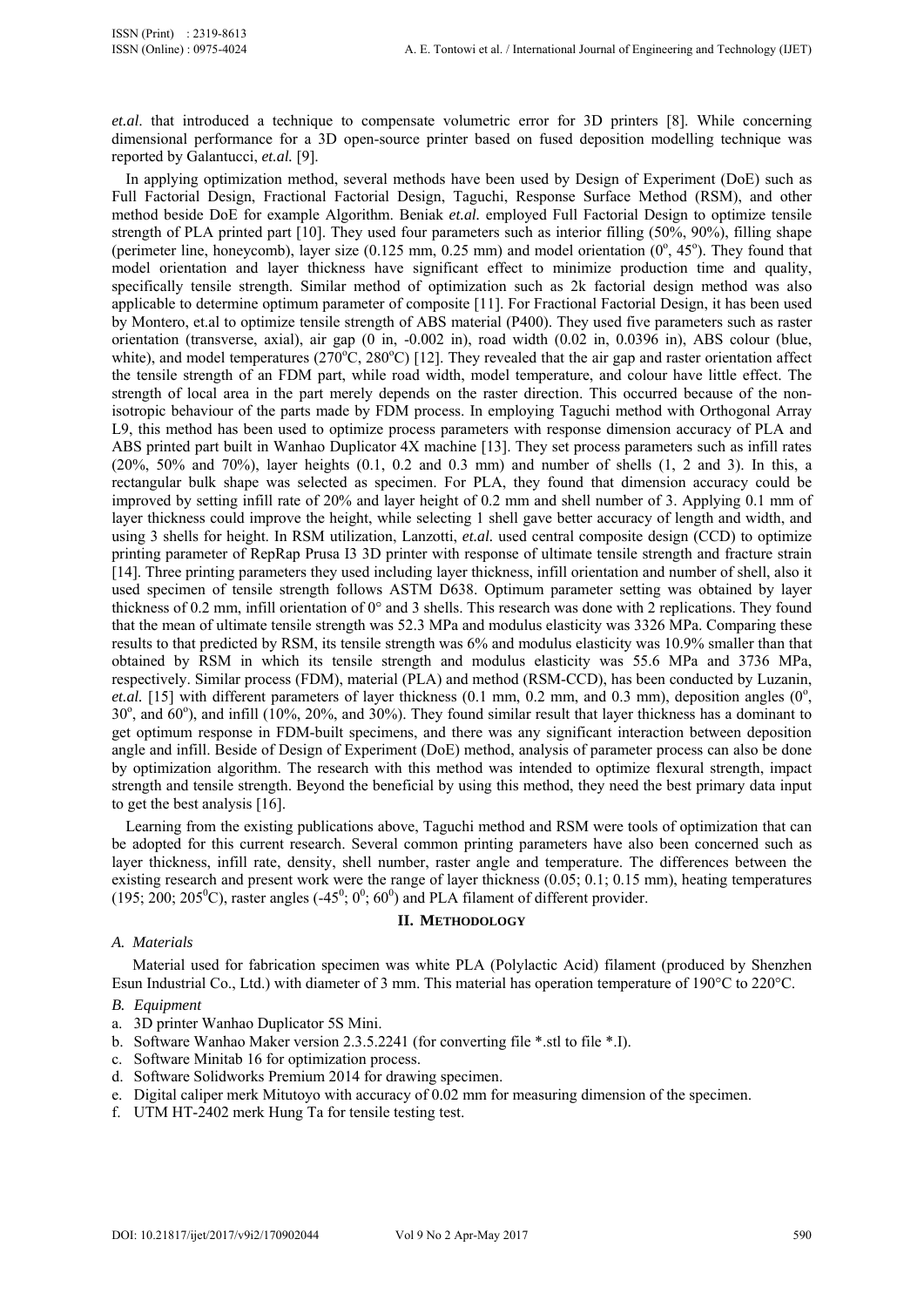*et.al*. that introduced a technique to compensate volumetric error for 3D printers [8]. While concerning dimensional performance for a 3D open-source printer based on fused deposition modelling technique was reported by Galantucci, *et.al.* [9].

In applying optimization method, several methods have been used by Design of Experiment (DoE) such as Full Factorial Design, Fractional Factorial Design, Taguchi, Response Surface Method (RSM), and other method beside DoE for example Algorithm. Beniak *et.al.* employed Full Factorial Design to optimize tensile strength of PLA printed part [10]. They used four parameters such as interior filling (50%, 90%), filling shape (perimeter line, honeycomb), layer size (0.125 mm, 0.25 mm) and model orientation ($0^o$, $45^o$). They found that model orientation and layer thickness have significant effect to minimize production time and quality, specifically tensile strength. Similar method of optimization such as 2k factorial design method was also applicable to determine optimum parameter of composite [11]. For Fractional Factorial Design, it has been used by Montero, et.al to optimize tensile strength of ABS material (P400). They used five parameters such as raster orientation (transverse, axial), air gap (0 in, -0.002 in), road width (0.02 in, 0.0396 in), ABS colour (blue, white), and model temperatures ($270^oC$, $280^oC$) [12]. They revealed that the air gap and raster orientation affect the tensile strength of an FDM part, while road width, model temperature, and colour have little effect. The strength of local area in the part merely depends on the raster direction. This occurred because of the non-isotropic behaviour of the parts made by FDM process. In employing Taguchi method with Orthogonal Array L9, this method has been used to optimize process parameters with response dimension accuracy of PLA and ABS printed part built in Wanhao Duplicator 4X machine [13]. They set process parameters such as infill rates (20%, 50% and 70%), layer heights (0.1, 0.2 and 0.3 mm) and number of shells (1, 2 and 3). In this, a rectangular bulk shape was selected as specimen. For PLA, they found that dimension accuracy could be improved by setting infill rate of 20% and layer height of 0.2 mm and shell number of 3. Applying 0.1 mm of layer thickness could improve the height, while selecting 1 shell gave better accuracy of length and width, and using 3 shells for height. In RSM utilization, Lanzotti, *et.al.* used central composite design (CCD) to optimize printing parameter of RepRap Prusa I3 3D printer with response of ultimate tensile strength and fracture strain [14]. Three printing parameters they used including layer thickness, infill orientation and number of shell, also it used specimen of tensile strength follows ASTM D638. Optimum parameter setting was obtained by layer thickness of 0.2 mm, infill orientation of 0° and 3 shells. This research was done with 2 replications. They found that the mean of ultimate tensile strength was 52.3 MPa and modulus elasticity was 3326 MPa. Comparing these results to that predicted by RSM, its tensile strength was 6% and modulus elasticity was 10.9% smaller than that obtained by RSM in which its tensile strength and modulus elasticity was 55.6 MPa and 3736 MPa, respectively. Similar process (FDM), material (PLA) and method (RSM-CCD), has been conducted by Luzanin, *et.al.* [15] with different parameters of layer thickness (0.1 mm, 0.2 mm, and 0.3 mm), deposition angles ($0^o$, $30^o$, and $60^o$), and infill (10%, 20%, and 30%). They found similar result that layer thickness has a dominant to get optimum response in FDM-built specimens, and there was any significant interaction between deposition angle and infill. Beside of Design of Experiment (DoE) method, analysis of parameter process can also be done by optimization algorithm. The research with this method was intended to optimize flexural strength, impact strength and tensile strength. Beyond the beneficial by using this method, they need the best primary data input to get the best analysis [16].

Learning from the existing publications above, Taguchi method and RSM were tools of optimization that can be adopted for this current research. Several common printing parameters have also been concerned such as layer thickness, infill rate, density, shell number, raster angle and temperature. The differences between the existing research and present work were the range of layer thickness (0.05; 0.1; 0.15 mm), heating temperatures (195; 200; $205^0C$), raster angles ($-45^0$; $0^0$; $60^0$) and PLA filament of different provider.

## II. METHODOLOGY

### A. Materials

Material used for fabrication specimen was white PLA (Polylactic Acid) filament (produced by Shenzhen Esun Industrial Co., Ltd.) with diameter of 3 mm. This material has operation temperature of 190°C to 220°C.

### B. Equipment

a. 3D printer Wanhao Duplicator 5S Mini.
b. Software Wanhao Maker version 2.3.5.2241 (for converting file *.stl to file *.I).
c. Software Minitab 16 for optimization process.
d. Software Solidworks Premium 2014 for drawing specimen.
e. Digital caliper merk Mitutoyo with accuracy of 0.02 mm for measuring dimension of the specimen.
f. UTM HT-2402 merk Hung Ta for tensile testing test.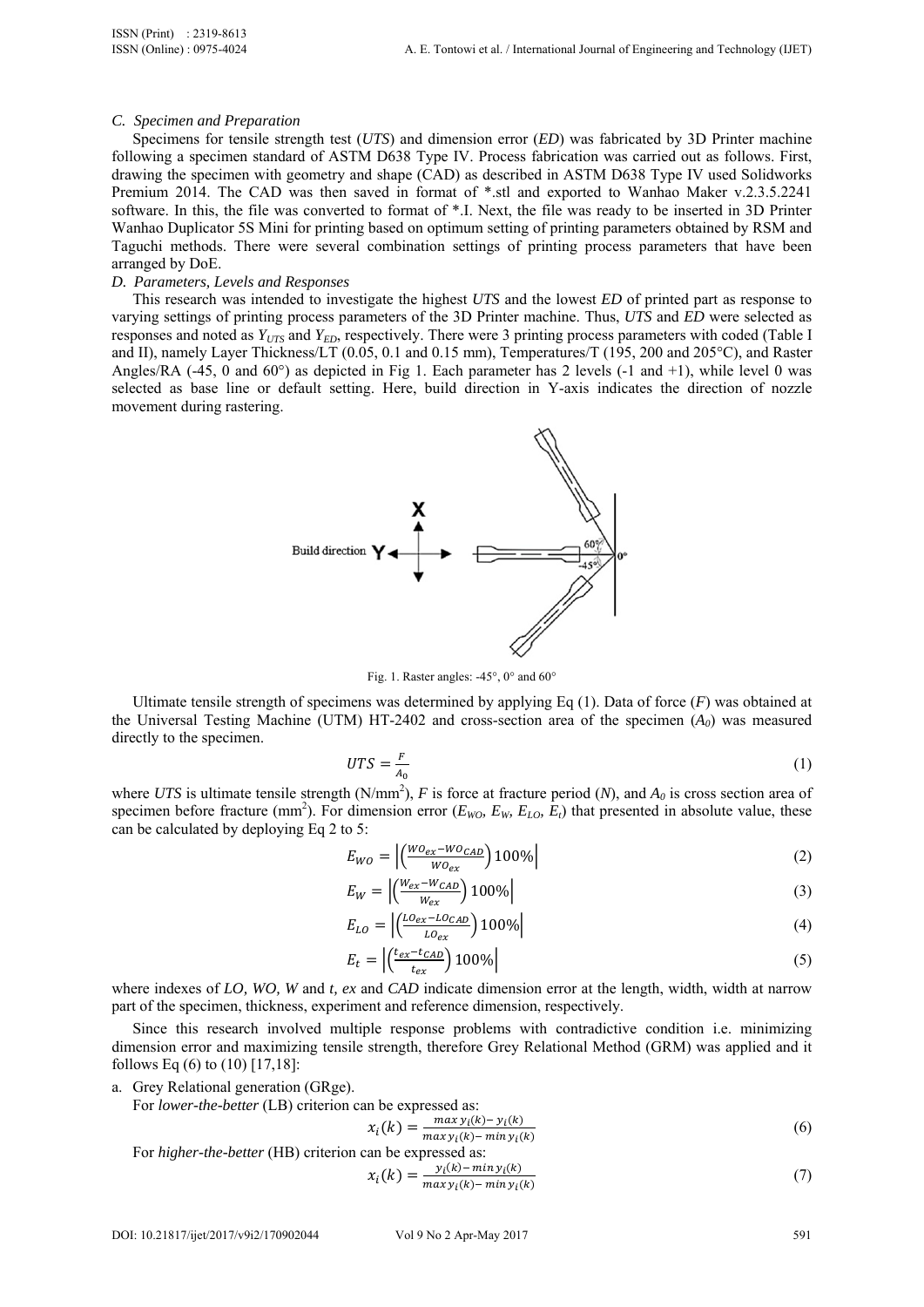### C. Specimen and Preparation

Specimens for tensile strength test (*UTS*) and dimension error (*ED*) was fabricated by 3D Printer machine following a specimen standard of ASTM D638 Type IV. Process fabrication was carried out as follows. First, drawing the specimen with geometry and shape (CAD) as described in ASTM D638 Type IV used Solidworks Premium 2014. The CAD was then saved in format of *.stl and exported to Wanhao Maker v.2.3.5.2241 software. In this, the file was converted to format of *.I. Next, the file was ready to be inserted in 3D Printer Wanhao Duplicator 5S Mini for printing based on optimum setting of printing parameters obtained by RSM and Taguchi methods. There were several combination settings of printing process parameters that have been arranged by DoE.

### D. Parameters, Levels and Responses

This research was intended to investigate the highest *UTS* and the lowest *ED* of printed part as response to varying settings of printing process parameters of the 3D Printer machine. Thus, *UTS* and *ED* were selected as responses and noted as $Y_{UTS}$ and $Y_{ED}$, respectively. There were 3 printing process parameters with coded (Table I and II), namely Layer Thickness/LT (0.05, 0.1 and 0.15 mm), Temperatures/T (195, 200 and 205°C), and Raster Angles/RA (-45, 0 and 60°) as depicted in Fig 1. Each parameter has 2 levels (-1 and +1), while level 0 was selected as base line or default setting. Here, build direction in Y-axis indicates the direction of nozzle movement during rastering.

Fig. 1. Raster angles: -45°, 0° and 60°

Ultimate tensile strength of specimens was determined by applying Eq (1). Data of force (*F*) was obtained at the Universal Testing Machine (UTM) HT-2402 and cross-section area of the specimen ($A_0$) was measured directly to the specimen.

$$UTS = \frac{F}{A_0} \tag{1}$$

where *UTS* is ultimate tensile strength (N/mm$^2$), *F* is force at fracture period (*N*), and $A_0$ is cross section area of specimen before fracture (mm$^2$). For dimension error ($E_{WO}$, $E_W$, $E_{LO}$, $E_t$) that presented in absolute value, these can be calculated by deploying Eq 2 to 5:

$$E_{WO} = \left|\left(\frac{WO_{ex} - WO_{CAD}}{WO_{ex}}\right)100\%\right| \tag{2}$$

$$E_W = \left|\left(\frac{W_{ex} - W_{CAD}}{W_{ex}}\right)100\%\right| \tag{3}$$

$$E_{LO} = \left|\left(\frac{LO_{ex} - LO_{CAD}}{LO_{ex}}\right)100\%\right| \tag{4}$$

$$E_t = \left|\left(\frac{t_{ex} - t_{CAD}}{t_{ex}}\right)100\%\right| \tag{5}$$

where indexes of *LO, WO, W* and *t, ex* and *CAD* indicate dimension error at the length, width, width at narrow part of the specimen, thickness, experiment and reference dimension, respectively.

Since this research involved multiple response problems with contradictive condition i.e. minimizing dimension error and maximizing tensile strength, therefore Grey Relational Method (GRM) was applied and it follows Eq (6) to (10) [17,18]:

a. Grey Relational generation (GRge).

For *lower-the-better* (LB) criterion can be expressed as:

$$x_i(k) = \frac{\max y_i(k) - y_i(k)}{\max y_i(k) - \min y_i(k)} \tag{6}$$

For *higher-the-better* (HB) criterion can be expressed as:

$$x_i(k) = \frac{y_i(k) - \min y_i(k)}{\max y_i(k) - \min y_i(k)} \tag{7}$$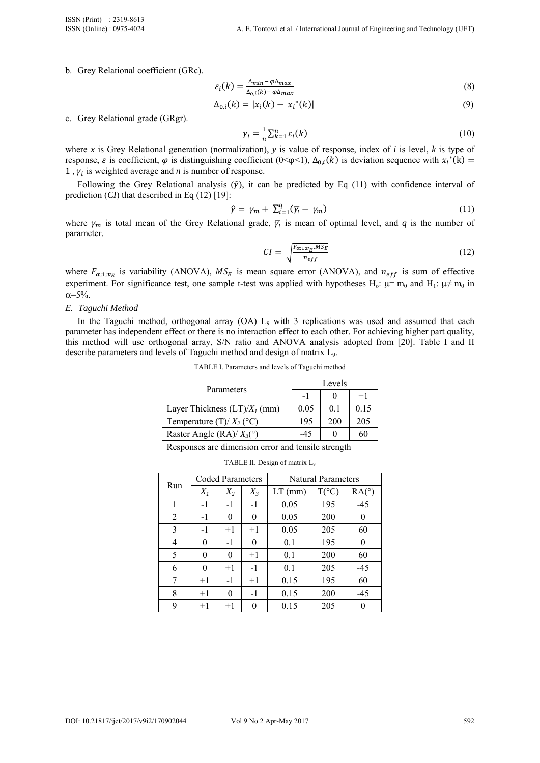b. Grey Relational coefficient (GRc).

$$\varepsilon_i(k) = \frac{\Delta_{min} - \varphi\Delta_{max}}{\Delta_{o,i}(k) - \varphi\Delta_{max}} \tag{8}$$

$$\Delta_{0,i}(k) = |x_i(k) - x_i^*(k)| \tag{9}$$

c. Grey Relational grade (GRgr).

$$\gamma_i = \frac{1}{n}\sum_{k=1}^{n} \varepsilon_i(k) \tag{10}$$

where *x* is Grey Relational generation (normalization), *y* is value of response, index of *i* is level, *k* is type of response, $\varepsilon$ is coefficient, $\varphi$ is distinguishing coefficient ($0 \leq \varphi \leq 1$), $\Delta_{0,i}(k)$ is deviation sequence with $x_i^*(k) = 1$ , $\gamma_i$ is weighted average and *n* is number of response.

Following the Grey Relational analysis ($\hat{\gamma}$), it can be predicted by Eq (11) with confidence interval of prediction (*CI*) that described in Eq (12) [19]:

$$\hat{\gamma} = \gamma_m + \sum_{i=1}^{q} (\overline{\gamma_i} - \gamma_m) \tag{11}$$

where $\gamma_m$ is total mean of the Grey Relational grade, $\overline{\gamma_i}$ is mean of optimal level, and *q* is the number of parameter.

$$CI = \sqrt{\frac{F_{\alpha;1;v_E} . MS_E}{n_{eff}}} \tag{12}$$

where $F_{\alpha;1;v_E}$ is variability (ANOVA), $MS_E$ is mean square error (ANOVA), and $n_{eff}$ is sum of effective experiment. For significance test, one sample t-test was applied with hypotheses $H_o$: $\mu = m_0$ and $H_1$: $\mu \neq m_0$ in $\alpha$=5%.

### E. Taguchi Method

In the Taguchi method, orthogonal array (OA) $L_9$ with 3 replications was used and assumed that each parameter has independent effect or there is no interaction effect to each other. For achieving higher part quality, this method will use orthogonal array, S/N ratio and ANOVA analysis adopted from [20]. Table I and II describe parameters and levels of Taguchi method and design of matrix $L_9$.

TABLE I. Parameters and levels of Taguchi method

| Parameters | Levels | | |
|---|---|---|---|
| | -1 | 0 | +1 |
| Layer Thickness (LT)/$X_1$ (mm) | 0.05 | 0.1 | 0.15 |
| Temperature (T)/ $X_2$ (°C) | 195 | 200 | 205 |
| Raster Angle (RA)/ $X_3$(°) | -45 | 0 | 60 |
| Responses are dimension error and tensile strength | | | |

TABLE II. Design of matrix $L_9$

| Run | Coded Parameters | | | Natural Parameters | | |
|---|---|---|---|---|---|---|
| | $X_1$ | $X_2$ | $X_3$ | LT (mm) | T(°C) | RA(°) |
| 1 | -1 | -1 | -1 | 0.05 | 195 | -45 |
| 2 | -1 | 0 | 0 | 0.05 | 200 | 0 |
| 3 | -1 | +1 | +1 | 0.05 | 205 | 60 |
| 4 | 0 | -1 | 0 | 0.1 | 195 | 0 |
| 5 | 0 | 0 | +1 | 0.1 | 200 | 60 |
| 6 | 0 | +1 | -1 | 0.1 | 205 | -45 |
| 7 | +1 | -1 | +1 | 0.15 | 195 | 60 |
| 8 | +1 | 0 | -1 | 0.15 | 200 | -45 |
| 9 | +1 | +1 | 0 | 0.15 | 205 | 0 |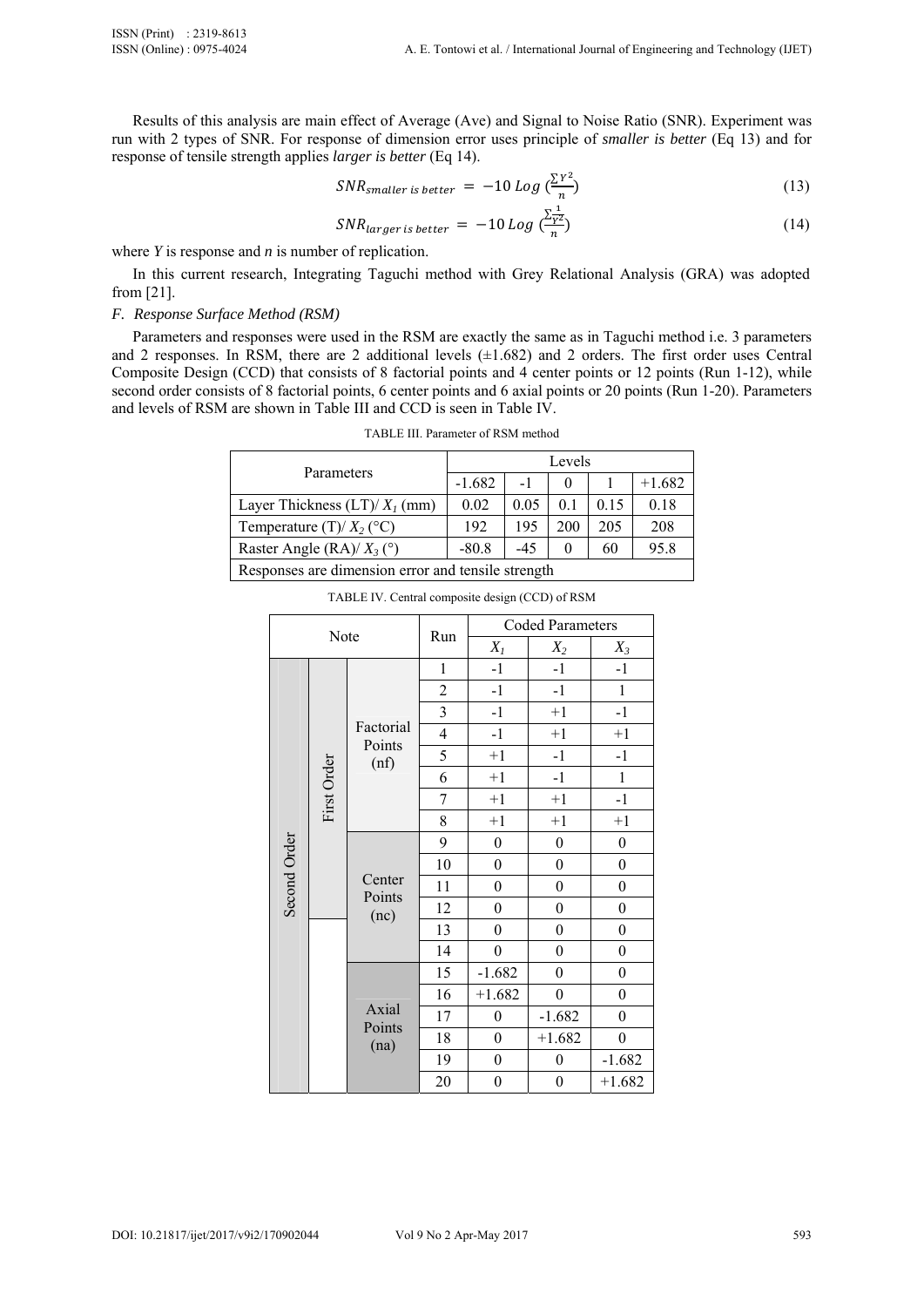Results of this analysis are main effect of Average (Ave) and Signal to Noise Ratio (SNR). Experiment was run with 2 types of SNR. For response of dimension error uses principle of *smaller is better* (Eq 13) and for response of tensile strength applies *larger is better* (Eq 14).

$$SNR_{smaller\ is\ better} = -10\ Log\ (\frac{\sum Y^2}{n}) \tag{13}$$

$$SNR_{larger\ is\ better} = -10\ Log\ (\frac{\sum \frac{1}{Y^2}}{n}) \tag{14}$$

where *Y* is response and *n* is number of replication.

In this current research, Integrating Taguchi method with Grey Relational Analysis (GRA) was adopted from [21].

### *F. Response Surface Method (RSM)*

Parameters and responses were used in the RSM are exactly the same as in Taguchi method i.e. 3 parameters and 2 responses. In RSM, there are 2 additional levels (±1.682) and 2 orders. The first order uses Central Composite Design (CCD) that consists of 8 factorial points and 4 center points or 12 points (Run 1-12), while second order consists of 8 factorial points, 6 center points and 6 axial points or 20 points (Run 1-20). Parameters and levels of RSM are shown in Table III and CCD is seen in Table IV.

TABLE III. Parameter of RSM method

| Parameters | Levels | | | | |
|---|---|---|---|---|---|
| | -1.682 | -1 | 0 | 1 | +1.682 |
| Layer Thickness (LT)/ $X_1$ (mm) | 0.02 | 0.05 | 0.1 | 0.15 | 0.18 |
| Temperature (T)/ $X_2$ (°C) | 192 | 195 | 200 | 205 | 208 |
| Raster Angle (RA)/ $X_3$ (°) | -80.8 | -45 | 0 | 60 | 95.8 |
| Responses are dimension error and tensile strength | | | | | |

TABLE IV. Central composite design (CCD) of RSM

| Note | | | Run | Coded Parameters | | |
|---|---|---|---|---|---|---|
| | | | | $X_1$ | $X_2$ | $X_3$ |
| Second Order | First Order | Factorial Points (nf) | 1 | -1 | -1 | -1 |
| | | | 2 | -1 | -1 | 1 |
| | | | 3 | -1 | +1 | -1 |
| | | | 4 | -1 | +1 | +1 |
| | | | 5 | +1 | -1 | -1 |
| | | | 6 | +1 | -1 | 1 |
| | | | 7 | +1 | +1 | -1 |
| | | | 8 | +1 | +1 | +1 |
| | | Center Points (nc) | 9 | 0 | 0 | 0 |
| | | | 10 | 0 | 0 | 0 |
| | | | 11 | 0 | 0 | 0 |
| | | | 12 | 0 | 0 | 0 |
| | | | 13 | 0 | 0 | 0 |
| | | | 14 | 0 | 0 | 0 |
| | | Axial Points (na) | 15 | -1.682 | 0 | 0 |
| | | | 16 | +1.682 | 0 | 0 |
| | | | 17 | 0 | -1.682 | 0 |
| | | | 18 | 0 | +1.682 | 0 |
| | | | 19 | 0 | 0 | -1.682 |
| | | | 20 | 0 | 0 | +1.682 |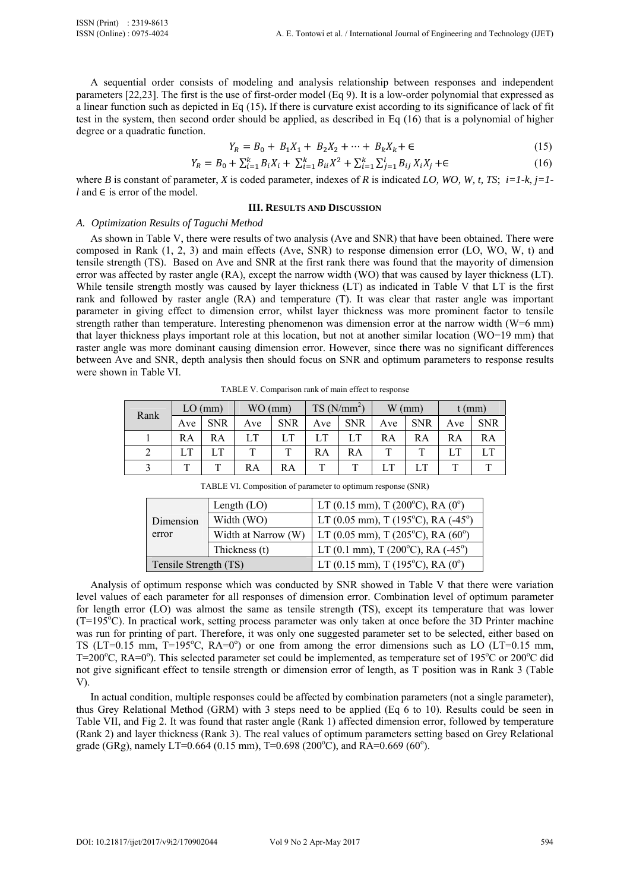A sequential order consists of modeling and analysis relationship between responses and independent parameters [22,23]. The first is the use of first-order model (Eq 9). It is a low-order polynomial that expressed as a linear function such as depicted in Eq (15)**.** If there is curvature exist according to its significance of lack of fit test in the system, then second order should be applied, as described in Eq (16) that is a polynomial of higher degree or a quadratic function.

$$Y_R = B_0 + B_1X_1 + B_2X_2 + \cdots + B_kX_k + \in \quad (15)$$

$$Y_R = B_0 + \sum_{i=1}^{k} B_iX_i + \sum_{i=1}^{k} B_{ii}X^2 + \sum_{i=1}^{k}\sum_{j=1}^{l} B_{ij}\,X_iX_j + \in \quad (16)$$

where *B* is constant of parameter, *X* is coded parameter, indexes of *R* is indicated *LO, WO, W, t, TS*; *i=1-k*, *j=1-l* and $\in$ is error of the model.

## III. Results and Discussion

### *A. Optimization Results of Taguchi Method*

As shown in Table V, there were results of two analysis (Ave and SNR) that have been obtained. There were composed in Rank (1, 2, 3) and main effects (Ave, SNR) to response dimension error (LO, WO, W, t) and tensile strength (TS). Based on Ave and SNR at the first rank there was found that the mayority of dimension error was affected by raster angle (RA), except the narrow width (WO) that was caused by layer thickness (LT). While tensile strength mostly was caused by layer thickness (LT) as indicated in Table V that LT is the first rank and followed by raster angle (RA) and temperature (T). It was clear that raster angle was important parameter in giving effect to dimension error, whilst layer thickness was more prominent factor to tensile strength rather than temperature. Interesting phenomenon was dimension error at the narrow width (W=6 mm) that layer thickness plays important role at this location, but not at another similar location (WO=19 mm) that raster angle was more dominant causing dimension error. However, since there was no significant differences between Ave and SNR, depth analysis then should focus on SNR and optimum parameters to response results were shown in Table VI.

TABLE V. Comparison rank of main effect to response

| Rank | LO (mm) | | WO (mm) | | TS (N/mm$^2$) | | W (mm) | | t (mm) | |
|---|---|---|---|---|---|---|---|---|---|---|
| | Ave | SNR | Ave | SNR | Ave | SNR | Ave | SNR | Ave | SNR |
| 1 | RA | RA | LT | LT | LT | LT | RA | RA | RA | RA |
| 2 | LT | LT | T | T | RA | RA | T | T | LT | LT |
| 3 | T | T | RA | RA | T | T | LT | LT | T | T |

TABLE VI. Composition of parameter to optimum response (SNR)

| | | |
|---|---|---|
| Dimension error | Length (LO) | LT (0.15 mm), T (200$^o$C), RA (0$^o$) |
| | Width (WO) | LT (0.05 mm), T (195$^o$C), RA (-45$^o$) |
| | Width at Narrow (W) | LT (0.05 mm), T (205$^o$C), RA (60$^o$) |
| | Thickness (t) | LT (0.1 mm), T (200$^o$C), RA (-45$^o$) |
| Tensile Strength (TS) | | LT (0.15 mm), T (195$^o$C), RA (0$^o$) |

Analysis of optimum response which was conducted by SNR showed in Table V that there were variation level values of each parameter for all responses of dimension error. Combination level of optimum parameter for length error (LO) was almost the same as tensile strength (TS), except its temperature that was lower (T=195$^o$C). In practical work, setting process parameter was only taken at once before the 3D Printer machine was run for printing of part. Therefore, it was only one suggested parameter set to be selected, either based on TS (LT=0.15 mm, T=195$^o$C, RA=0$^o$) or one from among the error dimensions such as LO (LT=0.15 mm, T=200$^o$C, RA=0$^o$). This selected parameter set could be implemented, as temperature set of 195$^o$C or 200$^o$C did not give significant effect to tensile strength or dimension error of length, as T position was in Rank 3 (Table V).

In actual condition, multiple responses could be affected by combination parameters (not a single parameter), thus Grey Relational Method (GRM) with 3 steps need to be applied (Eq 6 to 10). Results could be seen in Table VII, and Fig 2. It was found that raster angle (Rank 1) affected dimension error, followed by temperature (Rank 2) and layer thickness (Rank 3). The real values of optimum parameters setting based on Grey Relational grade (GRg), namely LT=0.664 (0.15 mm), T=0.698 (200$^o$C), and RA=0.669 (60$^o$).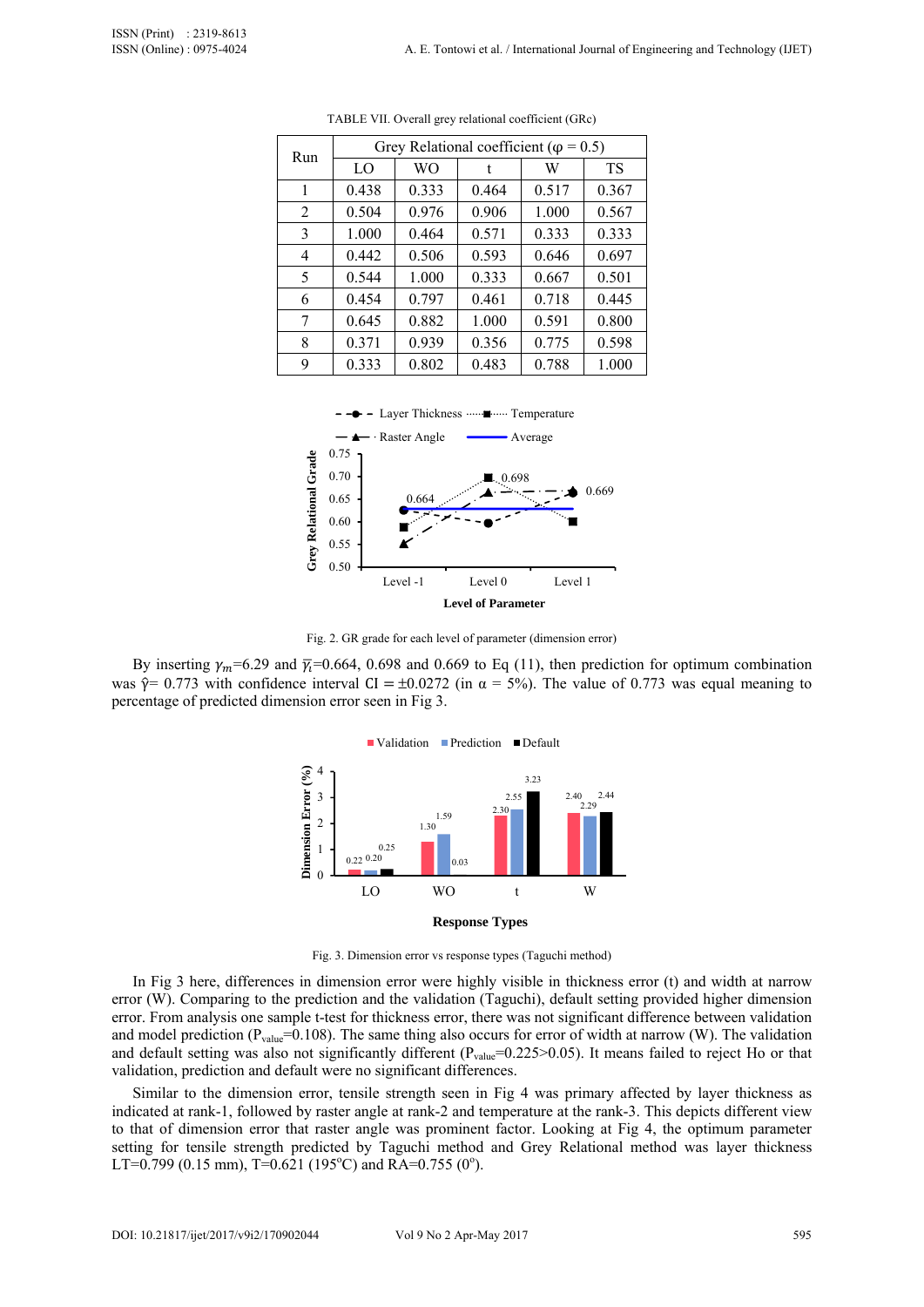TABLE VII. Overall grey relational coefficient (GRc)

| Run | Grey Relational coefficient (φ = 0.5) | | | | |
|---|---|---|---|---|---|
| | LO | WO | t | W | TS |
| 1 | 0.438 | 0.333 | 0.464 | 0.517 | 0.367 |
| 2 | 0.504 | 0.976 | 0.906 | 1.000 | 0.567 |
| 3 | 1.000 | 0.464 | 0.571 | 0.333 | 0.333 |
| 4 | 0.442 | 0.506 | 0.593 | 0.646 | 0.697 |
| 5 | 0.544 | 1.000 | 0.333 | 0.667 | 0.501 |
| 6 | 0.454 | 0.797 | 0.461 | 0.718 | 0.445 |
| 7 | 0.645 | 0.882 | 1.000 | 0.591 | 0.800 |
| 8 | 0.371 | 0.939 | 0.356 | 0.775 | 0.598 |
| 9 | 0.333 | 0.802 | 0.483 | 0.788 | 1.000 |

Fig. 2. GR grade for each level of parameter (dimension error)

By inserting $\gamma_m$=6.29 and $\overline{\gamma_i}$=0.664, 0.698 and 0.669 to Eq (11), then prediction for optimum combination was $\hat{\gamma}$= 0.773 with confidence interval $\text{CI} = \pm 0.0272$ (in $\alpha$ = 5%). The value of 0.773 was equal meaning to percentage of predicted dimension error seen in Fig 3.

Fig. 3. Dimension error vs response types (Taguchi method)

In Fig 3 here, differences in dimension error were highly visible in thickness error (t) and width at narrow error (W). Comparing to the prediction and the validation (Taguchi), default setting provided higher dimension error. From analysis one sample t-test for thickness error, there was not significant difference between validation and model prediction ($P_{value}$=0.108). The same thing also occurs for error of width at narrow (W). The validation and default setting was also not significantly different ($P_{value}$=0.225>0.05). It means failed to reject Ho or that validation, prediction and default were no significant differences.

Similar to the dimension error, tensile strength seen in Fig 4 was primary affected by layer thickness as indicated at rank-1, followed by raster angle at rank-2 and temperature at the rank-3. This depicts different view to that of dimension error that raster angle was prominent factor. Looking at Fig 4, the optimum parameter setting for tensile strength predicted by Taguchi method and Grey Relational method was layer thickness LT=0.799 (0.15 mm), T=0.621 (195$^{o}$C) and RA=0.755 (0$^{o}$).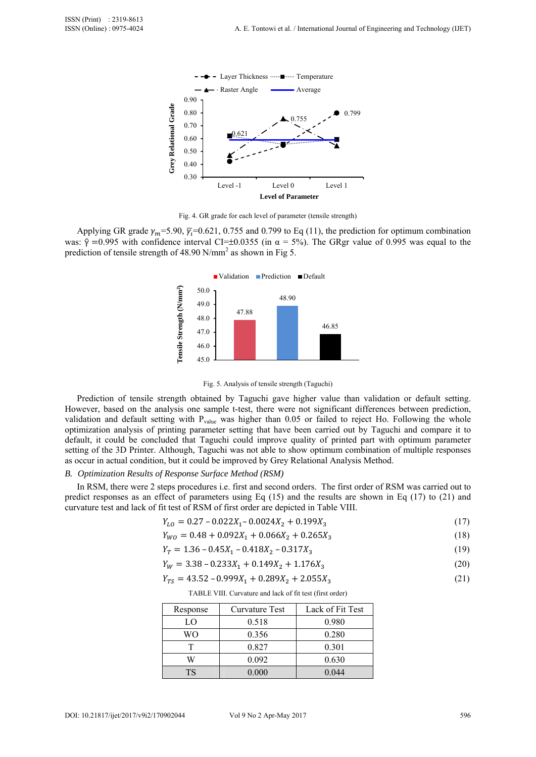Fig. 4. GR grade for each level of parameter (tensile strength)

Applying GR grade $\gamma_m$=5.90, $\bar{\gamma}_i$=0.621, 0.755 and 0.799 to Eq (11), the prediction for optimum combination was: $\hat{\gamma}$ =0.995 with confidence interval CI=±0.0355 (in α = 5%). The GRgr value of 0.995 was equal to the prediction of tensile strength of 48.90 N/mm$^2$ as shown in Fig 5.

Fig. 5. Analysis of tensile strength (Taguchi)

Prediction of tensile strength obtained by Taguchi gave higher value than validation or default setting. However, based on the analysis one sample t-test, there were not significant differences between prediction, validation and default setting with $P_{value}$ was higher than 0.05 or failed to reject Ho. Following the whole optimization analysis of printing parameter setting that have been carried out by Taguchi and compare it to default, it could be concluded that Taguchi could improve quality of printed part with optimum parameter setting of the 3D Printer. Although, Taguchi was not able to show optimum combination of multiple responses as occur in actual condition, but it could be improved by Grey Relational Analysis Method.

### B. *Optimization Results of Response Surface Method (RSM)*

In RSM, there were 2 steps procedures i.e. first and second orders. The first order of RSM was carried out to predict responses as an effect of parameters using Eq (15) and the results are shown in Eq (17) to (21) and curvature test and lack of fit test of RSM of first order are depicted in Table VIII.

$$Y_{LO} = 0.27 - 0.022X_1 - 0.0024X_2 + 0.199X_3 \tag{17}$$

$$Y_{WO} = 0.48 + 0.092X_1 + 0.066X_2 + 0.265X_3 \tag{18}$$

$$Y_T = 1.36 - 0.45X_1 - 0.418X_2 - 0.317X_3 \tag{19}$$

$$Y_W = 3.38 - 0.233X_1 + 0.149X_2 + 1.176X_3 \tag{20}$$

$$Y_{TS} = 43.52 - 0.999X_1 + 0.289X_2 + 2.055X_3 \tag{21}$$

TABLE VIII. Curvature and lack of fit test (first order)

| Response | Curvature Test | Lack of Fit Test |
|---|---|---|
| LO | 0.518 | 0.980 |
| WO | 0.356 | 0.280 |
| T | 0.827 | 0.301 |
| W | 0.092 | 0.630 |
| TS | 0.000 | 0.044 |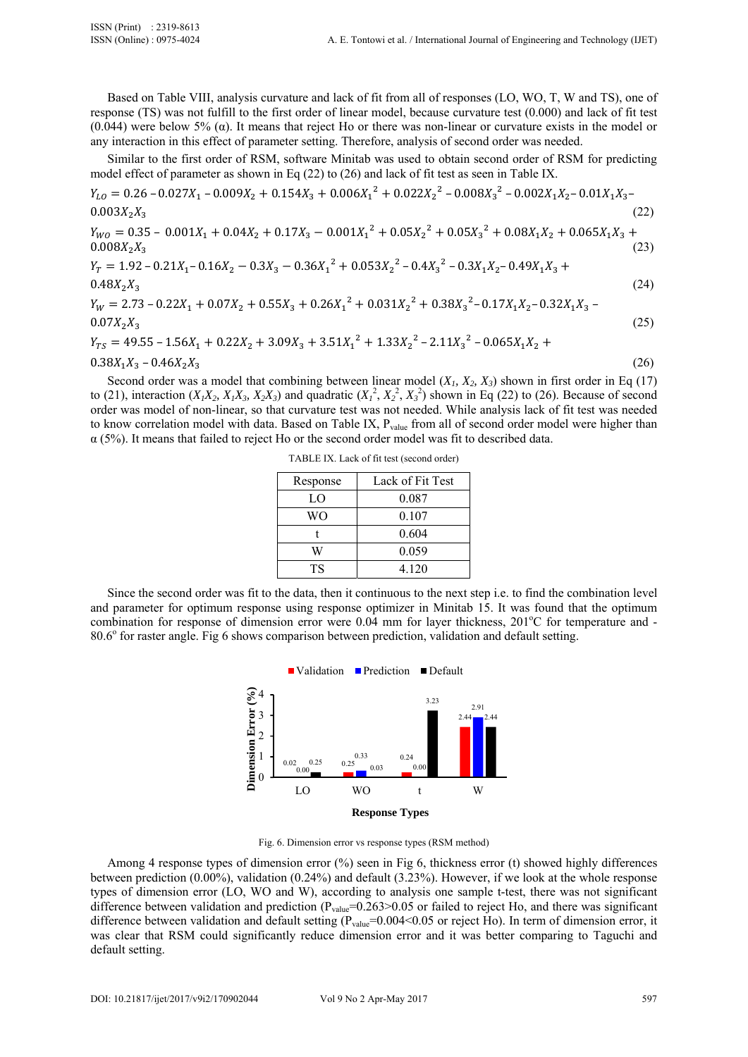Based on Table VIII, analysis curvature and lack of fit from all of responses (LO, WO, T, W and TS), one of response (TS) was not fulfill to the first order of linear model, because curvature test (0.000) and lack of fit test (0.044) were below 5% (α). It means that reject Ho or there was non-linear or curvature exists in the model or any interaction in this effect of parameter setting. Therefore, analysis of second order was needed.

Similar to the first order of RSM, software Minitab was used to obtain second order of RSM for predicting model effect of parameter as shown in Eq (22) to (26) and lack of fit test as seen in Table IX.

$$Y_{LO} = 0.26 - 0.027X_1 - 0.009X_2 + 0.154X_3 + 0.006X_1^2 + 0.022X_2^2 - 0.008X_3^2 - 0.002X_1X_2 - 0.01X_1X_3 - 0.003X_2X_3 \quad (22)$$

$$Y_{WO} = 0.35 - 0.001X_1 + 0.04X_2 + 0.17X_3 - 0.001X_1^2 + 0.05X_2^2 + 0.05X_3^2 + 0.08X_1X_2 + 0.065X_1X_3 + 0.008X_2X_3 \quad (23)$$

$$Y_T = 1.92 - 0.21X_1 - 0.16X_2 - 0.3X_3 - 0.36X_1^2 + 0.053X_2^2 - 0.4X_3^2 - 0.3X_1X_2 - 0.49X_1X_3 + 0.48X_2X_3 \quad (24)$$

$$Y_W = 2.73 - 0.22X_1 + 0.07X_2 + 0.55X_3 + 0.26X_1^2 + 0.031X_2^2 + 0.38X_3^2 - 0.17X_1X_2 - 0.32X_1X_3 - 0.07X_2X_3 \quad (25)$$

$$Y_{TS} = 49.55 - 1.56X_1 + 0.22X_2 + 3.09X_3 + 3.51X_1^2 + 1.33X_2^2 - 2.11X_3^2 - 0.065X_1X_2 + 0.38X_1X_3 - 0.46X_2X_3 \quad (26)$$

Second order was a model that combining between linear model ($X_1$, $X_2$, $X_3$) shown in first order in Eq (17) to (21), interaction ($X_1X_2$, $X_1X_3$, $X_2X_3$) and quadratic ($X_1^2$, $X_2^2$, $X_3^2$) shown in Eq (22) to (26). Because of second order was model of non-linear, so that curvature test was not needed. While analysis lack of fit test was needed to know correlation model with data. Based on Table IX, $P_{value}$ from all of second order model were higher than α (5%). It means that failed to reject Ho or the second order model was fit to described data.

TABLE IX. Lack of fit test (second order)

| Response | Lack of Fit Test |
|---|---|
| LO | 0.087 |
| WO | 0.107 |
| t | 0.604 |
| W | 0.059 |
| TS | 4.120 |

Since the second order was fit to the data, then it continuous to the next step i.e. to find the combination level and parameter for optimum response using response optimizer in Minitab 15. It was found that the optimum combination for response of dimension error were 0.04 mm for layer thickness, 201°C for temperature and -80.6° for raster angle. Fig 6 shows comparison between prediction, validation and default setting.

Fig. 6. Dimension error vs response types (RSM method)

Among 4 response types of dimension error (%) seen in Fig 6, thickness error (t) showed highly differences between prediction (0.00%), validation (0.24%) and default (3.23%). However, if we look at the whole response types of dimension error (LO, WO and W), according to analysis one sample t-test, there was not significant difference between validation and prediction ($P_{value}$=0.263>0.05 or failed to reject Ho, and there was significant difference between validation and default setting ($P_{value}$=0.004<0.05 or reject Ho). In term of dimension error, it was clear that RSM could significantly reduce dimension error and it was better comparing to Taguchi and default setting.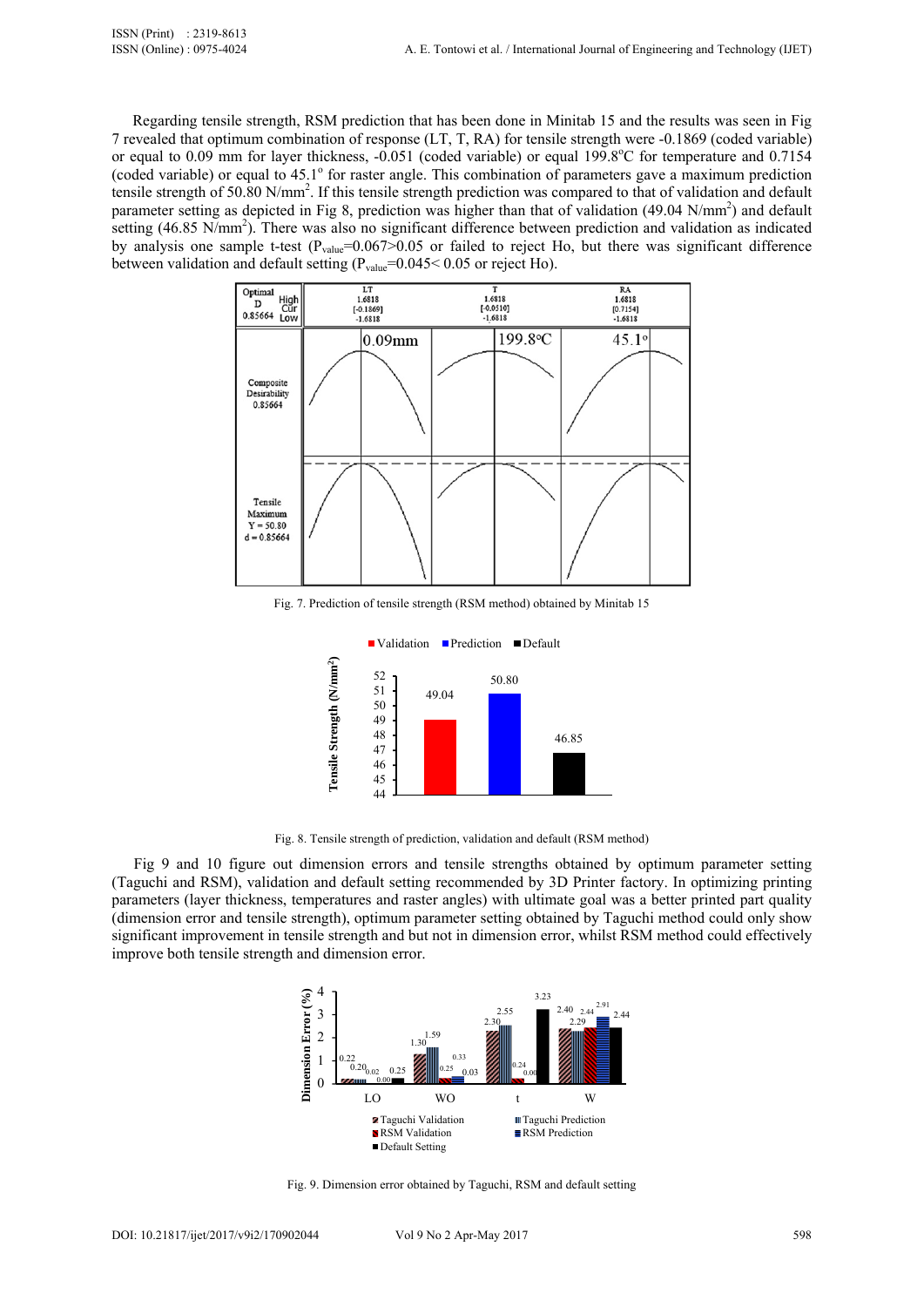Regarding tensile strength, RSM prediction that has been done in Minitab 15 and the results was seen in Fig 7 revealed that optimum combination of response (LT, T, RA) for tensile strength were -0.1869 (coded variable) or equal to 0.09 mm for layer thickness, -0.051 (coded variable) or equal 199.8°C for temperature and 0.7154 (coded variable) or equal to 45.1° for raster angle. This combination of parameters gave a maximum prediction tensile strength of 50.80 N/mm$^2$. If this tensile strength prediction was compared to that of validation and default parameter setting as depicted in Fig 8, prediction was higher than that of validation (49.04 N/mm$^2$) and default setting (46.85 N/mm$^2$). There was also no significant difference between prediction and validation as indicated by analysis one sample t-test ($P_{value}$=0.067>0.05 or failed to reject Ho, but there was significant difference between validation and default setting ($P_{value}$=0.045< 0.05 or reject Ho).

Fig. 7. Prediction of tensile strength (RSM method) obtained by Minitab 15

Fig. 8. Tensile strength of prediction, validation and default (RSM method)

Fig 9 and 10 figure out dimension errors and tensile strengths obtained by optimum parameter setting (Taguchi and RSM), validation and default setting recommended by 3D Printer factory. In optimizing printing parameters (layer thickness, temperatures and raster angles) with ultimate goal was a better printed part quality (dimension error and tensile strength), optimum parameter setting obtained by Taguchi method could only show significant improvement in tensile strength and but not in dimension error, whilst RSM method could effectively improve both tensile strength and dimension error.

Fig. 9. Dimension error obtained by Taguchi, RSM and default setting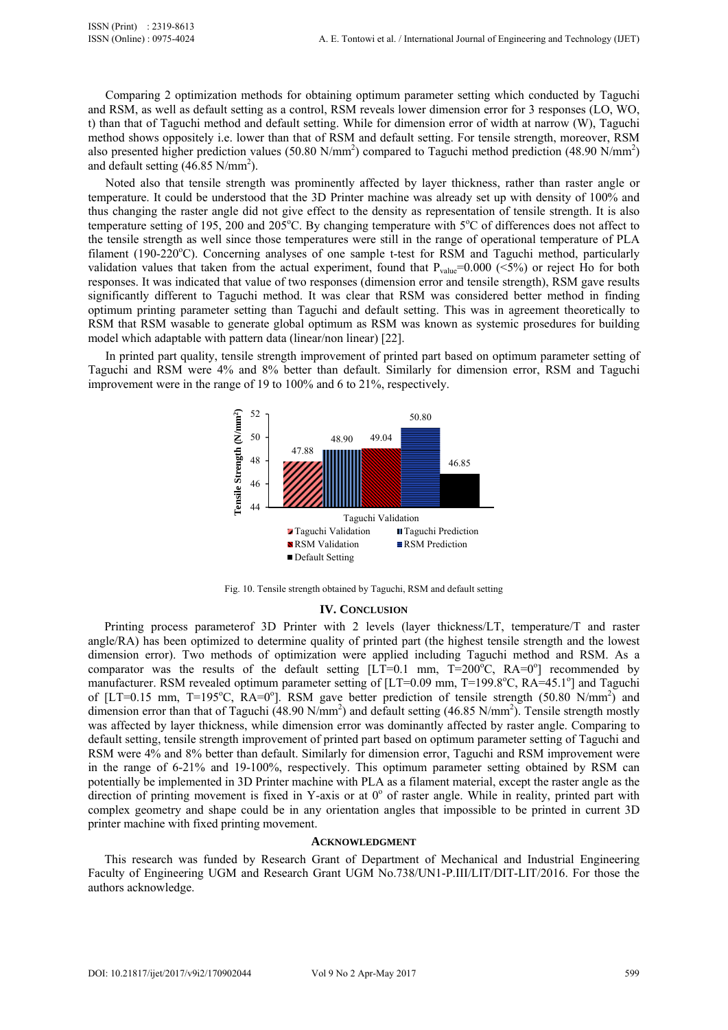Comparing 2 optimization methods for obtaining optimum parameter setting which conducted by Taguchi and RSM, as well as default setting as a control, RSM reveals lower dimension error for 3 responses (LO, WO, t) than that of Taguchi method and default setting. While for dimension error of width at narrow (W), Taguchi method shows oppositely i.e. lower than that of RSM and default setting. For tensile strength, moreover, RSM also presented higher prediction values (50.80 N/mm$^2$) compared to Taguchi method prediction (48.90 N/mm$^2$) and default setting (46.85 N/mm$^2$).

Noted also that tensile strength was prominently affected by layer thickness, rather than raster angle or temperature. It could be understood that the 3D Printer machine was already set up with density of 100% and thus changing the raster angle did not give effect to the density as representation of tensile strength. It is also temperature setting of 195, 200 and 205$^o$C. By changing temperature with 5$^o$C of differences does not affect to the tensile strength as well since those temperatures were still in the range of operational temperature of PLA filament (190-220$^o$C). Concerning analyses of one sample t-test for RSM and Taguchi method, particularly validation values that taken from the actual experiment, found that $P_{value}$=0.000 (<5%) or reject Ho for both responses. It was indicated that value of two responses (dimension error and tensile strength), RSM gave results significantly different to Taguchi method. It was clear that RSM was considered better method in finding optimum printing parameter setting than Taguchi and default setting. This was in agreement theoretically to RSM that RSM wasable to generate global optimum as RSM was known as systemic prosedures for building model which adaptable with pattern data (linear/non linear) [22].

In printed part quality, tensile strength improvement of printed part based on optimum parameter setting of Taguchi and RSM were 4% and 8% better than default. Similarly for dimension error, RSM and Taguchi improvement were in the range of 19 to 100% and 6 to 21%, respectively.

Fig. 10. Tensile strength obtained by Taguchi, RSM and default setting

## IV. Conclusion

Printing process parameterof 3D Printer with 2 levels (layer thickness/LT, temperature/T and raster angle/RA) has been optimized to determine quality of printed part (the highest tensile strength and the lowest dimension error). Two methods of optimization were applied including Taguchi method and RSM. As a comparator was the results of the default setting [LT=0.1 mm, T=200$^o$C, RA=0$^o$] recommended by manufacturer. RSM revealed optimum parameter setting of [LT=0.09 mm, T=199.8$^o$C, RA=45.1$^o$] and Taguchi of [LT=0.15 mm, T=195$^o$C, RA=0$^o$]. RSM gave better prediction of tensile strength (50.80 N/mm$^2$) and dimension error than that of Taguchi (48.90 N/mm$^2$) and default setting (46.85 N/mm$^2$). Tensile strength mostly was affected by layer thickness, while dimension error was dominantly affected by raster angle. Comparing to default setting, tensile strength improvement of printed part based on optimum parameter setting of Taguchi and RSM were 4% and 8% better than default. Similarly for dimension error, Taguchi and RSM improvement were in the range of 6-21% and 19-100%, respectively. This optimum parameter setting obtained by RSM can potentially be implemented in 3D Printer machine with PLA as a filament material, except the raster angle as the direction of printing movement is fixed in Y-axis or at 0$^o$ of raster angle. While in reality, printed part with complex geometry and shape could be in any orientation angles that impossible to be printed in current 3D printer machine with fixed printing movement.

## Acknowledgment

This research was funded by Research Grant of Department of Mechanical and Industrial Engineering Faculty of Engineering UGM and Research Grant UGM No.738/UN1-P.III/LIT/DIT-LIT/2016. For those the authors acknowledge.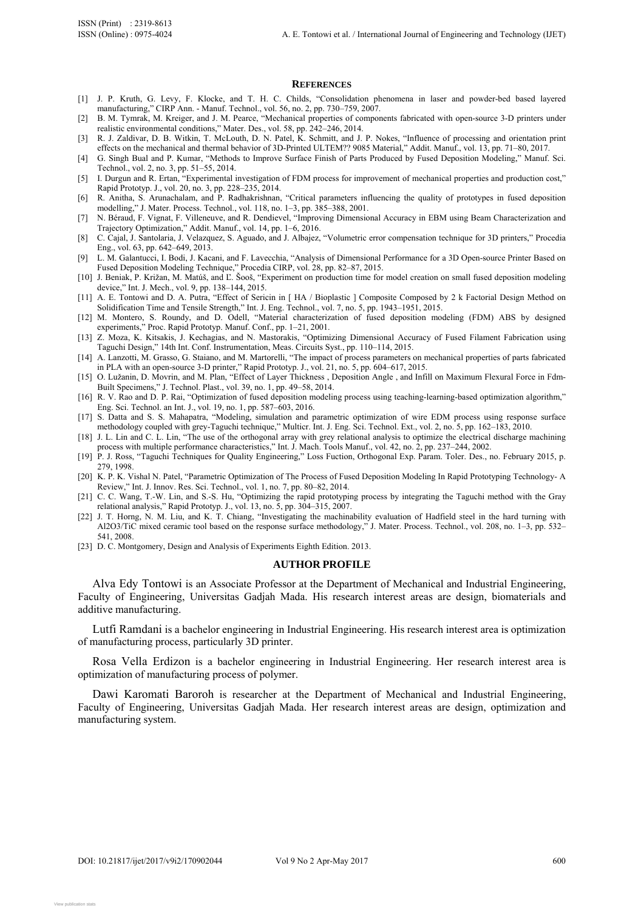## REFERENCES

[1] J. P. Kruth, G. Levy, F. Klocke, and T. H. C. Childs, "Consolidation phenomena in laser and powder-bed based layered manufacturing," CIRP Ann. - Manuf. Technol., vol. 56, no. 2, pp. 730–759, 2007.

[2] B. M. Tymrak, M. Kreiger, and J. M. Pearce, "Mechanical properties of components fabricated with open-source 3-D printers under realistic environmental conditions," Mater. Des., vol. 58, pp. 242–246, 2014.

[3] R. J. Zaldivar, D. B. Witkin, T. McLouth, D. N. Patel, K. Schmitt, and J. P. Nokes, "Influence of processing and orientation print effects on the mechanical and thermal behavior of 3D-Printed ULTEM?? 9085 Material," Addit. Manuf., vol. 13, pp. 71–80, 2017.

[4] G. Singh Bual and P. Kumar, "Methods to Improve Surface Finish of Parts Produced by Fused Deposition Modeling," Manuf. Sci. Technol., vol. 2, no. 3, pp. 51–55, 2014.

[5] I. Durgun and R. Ertan, "Experimental investigation of FDM process for improvement of mechanical properties and production cost," Rapid Prototyp. J., vol. 20, no. 3, pp. 228–235, 2014.

[6] R. Anitha, S. Arunachalam, and P. Radhakrishnan, "Critical parameters influencing the quality of prototypes in fused deposition modelling," J. Mater. Process. Technol., vol. 118, no. 1–3, pp. 385–388, 2001.

[7] N. Béraud, F. Vignat, F. Villeneuve, and R. Dendievel, "Improving Dimensional Accuracy in EBM using Beam Characterization and Trajectory Optimization," Addit. Manuf., vol. 14, pp. 1–6, 2016.

[8] C. Cajal, J. Santolaria, J. Velazquez, S. Aguado, and J. Albajez, "Volumetric error compensation technique for 3D printers," Procedia Eng., vol. 63, pp. 642–649, 2013.

[9] L. M. Galantucci, I. Bodi, J. Kacani, and F. Lavecchia, "Analysis of Dimensional Performance for a 3D Open-source Printer Based on Fused Deposition Modeling Technique," Procedia CIRP, vol. 28, pp. 82–87, 2015.

[10] J. Beniak, P. Križan, M. Matúš, and Ľ. Šooš, "Experiment on production time for model creation on small fused deposition modeling device," Int. J. Mech., vol. 9, pp. 138–144, 2015.

[11] A. E. Tontowi and D. A. Putra, "Effect of Sericin in [ HA / Bioplastic ] Composite Composed by 2 k Factorial Design Method on Solidification Time and Tensile Strength," Int. J. Eng. Technol., vol. 7, no. 5, pp. 1943–1951, 2015.

[12] M. Montero, S. Roundy, and D. Odell, "Material characterization of fused deposition modeling (FDM) ABS by designed experiments," Proc. Rapid Prototyp. Manuf. Conf., pp. 1–21, 2001.

[13] Z. Moza, K. Kitsakis, J. Kechagias, and N. Mastorakis, "Optimizing Dimensional Accuracy of Fused Filament Fabrication using Taguchi Design," 14th Int. Conf. Instrumentation, Meas. Circuits Syst., pp. 110–114, 2015.

[14] A. Lanzotti, M. Grasso, G. Staiano, and M. Martorelli, "The impact of process parameters on mechanical properties of parts fabricated in PLA with an open-source 3-D printer," Rapid Prototyp. J., vol. 21, no. 5, pp. 604–617, 2015.

[15] O. Lužanin, D. Movrin, and M. Plan, "Effect of Layer Thickness , Deposition Angle , and Infill on Maximum Flexural Force in Fdm-Built Specimens," J. Technol. Plast., vol. 39, no. 1, pp. 49–58, 2014.

[16] R. V. Rao and D. P. Rai, "Optimization of fused deposition modeling process using teaching-learning-based optimization algorithm," Eng. Sci. Technol. an Int. J., vol. 19, no. 1, pp. 587–603, 2016.

[17] S. Datta and S. S. Mahapatra, "Modeling, simulation and parametric optimization of wire EDM process using response surface methodology coupled with grey-Taguchi technique," Multicr. Int. J. Eng. Sci. Technol. Ext., vol. 2, no. 5, pp. 162–183, 2010.

[18] J. L. Lin and C. L. Lin, "The use of the orthogonal array with grey relational analysis to optimize the electrical discharge machining process with multiple performance characteristics," Int. J. Mach. Tools Manuf., vol. 42, no. 2, pp. 237–244, 2002.

[19] P. J. Ross, "Taguchi Techniques for Quality Engineering," Loss Fuction, Orthogonal Exp. Param. Toler. Des., no. February 2015, p. 279, 1998.

[20] K. P. K. Vishal N. Patel, "Parametric Optimization of The Process of Fused Deposition Modeling In Rapid Prototyping Technology- A Review," Int. J. Innov. Res. Sci. Technol., vol. 1, no. 7, pp. 80–82, 2014.

[21] C. C. Wang, T.-W. Lin, and S.-S. Hu, "Optimizing the rapid prototyping process by integrating the Taguchi method with the Gray relational analysis," Rapid Prototyp. J., vol. 13, no. 5, pp. 304–315, 2007.

[22] J. T. Horng, N. M. Liu, and K. T. Chiang, "Investigating the machinability evaluation of Hadfield steel in the hard turning with Al2O3/TiC mixed ceramic tool based on the response surface methodology," J. Mater. Process. Technol., vol. 208, no. 1–3, pp. 532–541, 2008.

[23] D. C. Montgomery, Design and Analysis of Experiments Eighth Edition. 2013.

## AUTHOR PROFILE

Alva Edy Tontowi is an Associate Professor at the Department of Mechanical and Industrial Engineering, Faculty of Engineering, Universitas Gadjah Mada. His research interest areas are design, biomaterials and additive manufacturing.

Lutfi Ramdani is a bachelor engineering in Industrial Engineering. His research interest area is optimization of manufacturing process, particularly 3D printer.

Rosa Vella Erdizon is a bachelor engineering in Industrial Engineering. Her research interest area is optimization of manufacturing process of polymer.

Dawi Karomati Baroroh is researcher at the Department of Mechanical and Industrial Engineering, Faculty of Engineering, Universitas Gadjah Mada. Her research interest areas are design, optimization and manufacturing system.